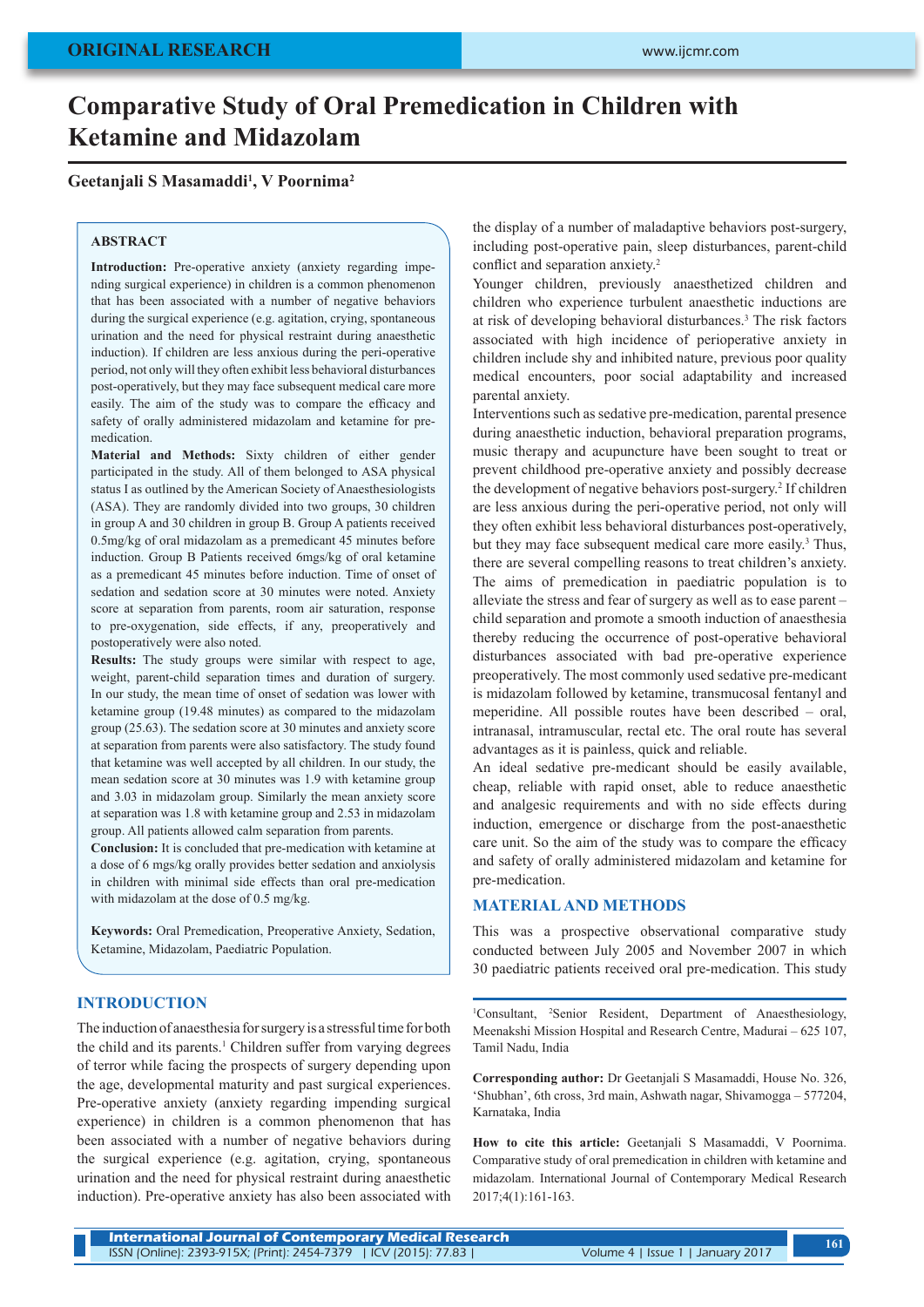# Comparative Study of Oral Premedication in Children with Ketamine and Midazolam

**Geetanjali S Masamaddi[1], V Poornima[2]**

## ABSTRACT

**Introduction:** Pre-operative anxiety (anxiety regarding impending surgical experience) in children is a common phenomenon that has been associated with a number of negative behaviors during the surgical experience (e.g. agitation, crying, spontaneous urination and the need for physical restraint during anaesthetic induction). If children are less anxious during the peri-operative period, not only will they often exhibit less behavioral disturbances post-operatively, but they may face subsequent medical care more easily. The aim of the study was to compare the efficacy and safety of orally administered midazolam and ketamine for pre-medication.

**Material and Methods:** Sixty children of either gender participated in the study. All of them belonged to ASA physical status I as outlined by the American Society of Anaesthesiologists (ASA). They are randomly divided into two groups, 30 children in group A and 30 children in group B. Group A patients received 0.5mg/kg of oral midazolam as a premedicant 45 minutes before induction. Group B Patients received 6mgs/kg of oral ketamine as a premedicant 45 minutes before induction. Time of onset of sedation and sedation score at 30 minutes were noted. Anxiety score at separation from parents, room air saturation, response to pre-oxygenation, side effects, if any, preoperatively and postoperatively were also noted.

**Results:** The study groups were similar with respect to age, weight, parent-child separation times and duration of surgery. In our study, the mean time of onset of sedation was lower with ketamine group (19.48 minutes) as compared to the midazolam group (25.63). The sedation score at 30 minutes and anxiety score at separation from parents were also satisfactory. The study found that ketamine was well accepted by all children. In our study, the mean sedation score at 30 minutes was 1.9 with ketamine group and 3.03 in midazolam group. Similarly the mean anxiety score at separation was 1.8 with ketamine group and 2.53 in midazolam group. All patients allowed calm separation from parents.

**Conclusion:** It is concluded that pre-medication with ketamine at a dose of 6 mgs/kg orally provides better sedation and anxiolysis in children with minimal side effects than oral pre-medication with midazolam at the dose of 0.5 mg/kg.

**Keywords:** Oral Premedication, Preoperative Anxiety, Sedation, Ketamine, Midazolam, Paediatric Population.

## INTRODUCTION

The induction of anaesthesia for surgery is a stressful time for both the child and its parents.[1] Children suffer from varying degrees of terror while facing the prospects of surgery depending upon the age, developmental maturity and past surgical experiences. Pre-operative anxiety (anxiety regarding impending surgical experience) in children is a common phenomenon that has been associated with a number of negative behaviors during the surgical experience (e.g. agitation, crying, spontaneous urination and the need for physical restraint during anaesthetic induction). Pre-operative anxiety has also been associated with the display of a number of maladaptive behaviors post-surgery, including post-operative pain, sleep disturbances, parent-child conflict and separation anxiety.[2]

Younger children, previously anaesthetized children and children who experience turbulent anaesthetic inductions are at risk of developing behavioral disturbances.[3] The risk factors associated with high incidence of perioperative anxiety in children include shy and inhibited nature, previous poor quality medical encounters, poor social adaptability and increased parental anxiety.

Interventions such as sedative pre-medication, parental presence during anaesthetic induction, behavioral preparation programs, music therapy and acupuncture have been sought to treat or prevent childhood pre-operative anxiety and possibly decrease the development of negative behaviors post-surgery.[2] If children are less anxious during the peri-operative period, not only will they often exhibit less behavioral disturbances post-operatively, but they may face subsequent medical care more easily.[3] Thus, there are several compelling reasons to treat children's anxiety. The aims of premedication in paediatric population is to alleviate the stress and fear of surgery as well as to ease parent – child separation and promote a smooth induction of anaesthesia thereby reducing the occurrence of post-operative behavioral disturbances associated with bad pre-operative experience preoperatively. The most commonly used sedative pre-medicant is midazolam followed by ketamine, transmucosal fentanyl and meperidine. All possible routes have been described – oral, intranasal, intramuscular, rectal etc. The oral route has several advantages as it is painless, quick and reliable.

An ideal sedative pre-medicant should be easily available, cheap, reliable with rapid onset, able to reduce anaesthetic and analgesic requirements and with no side effects during induction, emergence or discharge from the post-anaesthetic care unit. So the aim of the study was to compare the efficacy and safety of orally administered midazolam and ketamine for pre-medication.

## MATERIAL AND METHODS

This was a prospective observational comparative study conducted between July 2005 and November 2007 in which 30 paediatric patients received oral pre-medication. This study

---

[1]Consultant, [2]Senior Resident, Department of Anaesthesiology, Meenakshi Mission Hospital and Research Centre, Madurai – 625 107, Tamil Nadu, India

**Corresponding author:** Dr Geetanjali S Masamaddi, House No. 326, 'Shubhan', 6th cross, 3rd main, Ashwath nagar, Shivamogga – 577204, Karnataka, India

**How to cite this article:** Geetanjali S Masamaddi, V Poornima. Comparative study of oral premedication in children with ketamine and midazolam. International Journal of Contemporary Medical Research 2017;4(1):161-163.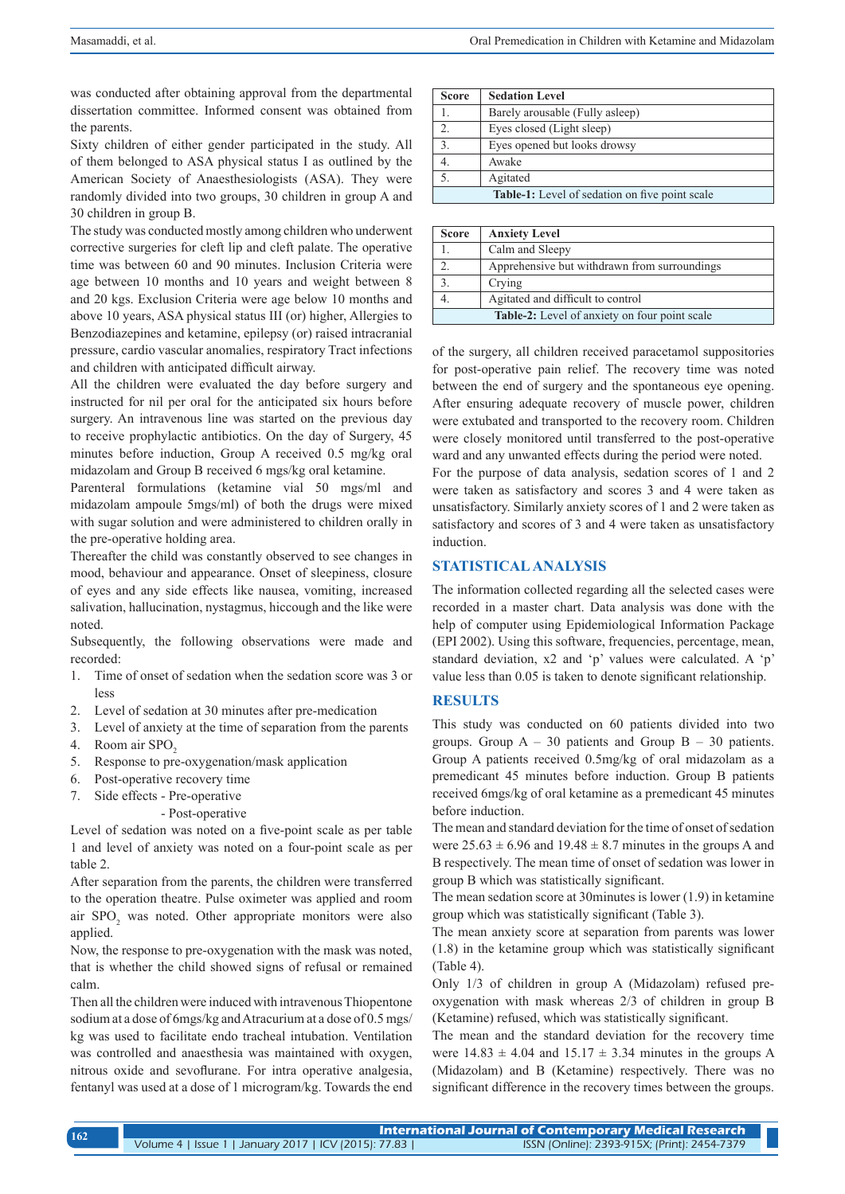was conducted after obtaining approval from the departmental dissertation committee. Informed consent was obtained from the parents.

Sixty children of either gender participated in the study. All of them belonged to ASA physical status I as outlined by the American Society of Anaesthesiologists (ASA). They were randomly divided into two groups, 30 children in group A and 30 children in group B.

The study was conducted mostly among children who underwent corrective surgeries for cleft lip and cleft palate. The operative time was between 60 and 90 minutes. Inclusion Criteria were age between 10 months and 10 years and weight between 8 and 20 kgs. Exclusion Criteria were age below 10 months and above 10 years, ASA physical status III (or) higher, Allergies to Benzodiazepines and ketamine, epilepsy (or) raised intracranial pressure, cardio vascular anomalies, respiratory Tract infections and children with anticipated difficult airway.

All the children were evaluated the day before surgery and instructed for nil per oral for the anticipated six hours before surgery. An intravenous line was started on the previous day to receive prophylactic antibiotics. On the day of Surgery, 45 minutes before induction, Group A received 0.5 mg/kg oral midazolam and Group B received 6 mgs/kg oral ketamine.

Parenteral formulations (ketamine vial 50 mgs/ml and midazolam ampoule 5mgs/ml) of both the drugs were mixed with sugar solution and were administered to children orally in the pre-operative holding area.

Thereafter the child was constantly observed to see changes in mood, behaviour and appearance. Onset of sleepiness, closure of eyes and any side effects like nausea, vomiting, increased salivation, hallucination, nystagmus, hiccough and the like were noted.

Subsequently, the following observations were made and recorded:

1. Time of onset of sedation when the sedation score was 3 or less
2. Level of sedation at 30 minutes after pre-medication
3. Level of anxiety at the time of separation from the parents
4. Room air $SPO_2$
5. Response to pre-oxygenation/mask application
6. Post-operative recovery time
7. Side effects - Pre-operative
   - Post-operative

Level of sedation was noted on a five-point scale as per table 1 and level of anxiety was noted on a four-point scale as per table 2.

After separation from the parents, the children were transferred to the operation theatre. Pulse oximeter was applied and room air $SPO_2$ was noted. Other appropriate monitors were also applied.

Now, the response to pre-oxygenation with the mask was noted, that is whether the child showed signs of refusal or remained calm.

Then all the children were induced with intravenous Thiopentone sodium at a dose of 6mgs/kg and Atracurium at a dose of 0.5 mgs/kg was used to facilitate endo tracheal intubation. Ventilation was controlled and anaesthesia was maintained with oxygen, nitrous oxide and sevoflurane. For intra operative analgesia, fentanyl was used at a dose of 1 microgram/kg. Towards the end of the surgery, all children received paracetamol suppositories for post-operative pain relief. The recovery time was noted between the end of surgery and the spontaneous eye opening. After ensuring adequate recovery of muscle power, children were extubated and transported to the recovery room. Children were closely monitored until transferred to the post-operative ward and any unwanted effects during the period were noted.

For the purpose of data analysis, sedation scores of 1 and 2 were taken as satisfactory and scores 3 and 4 were taken as unsatisfactory. Similarly anxiety scores of 1 and 2 were taken as satisfactory and scores of 3 and 4 were taken as unsatisfactory induction.

| Score | Sedation Level |
|---|---|
| 1. | Barely arousable (Fully asleep) |
| 2. | Eyes closed (Light sleep) |
| 3. | Eyes opened but looks drowsy |
| 4. | Awake |
| 5. | Agitated |

**Table-1:** Level of sedation on five point scale

| Score | Anxiety Level |
|---|---|
| 1. | Calm and Sleepy |
| 2. | Apprehensive but withdrawn from surroundings |
| 3. | Crying |
| 4. | Agitated and difficult to control |

**Table-2:** Level of anxiety on four point scale

## STATISTICAL ANALYSIS

The information collected regarding all the selected cases were recorded in a master chart. Data analysis was done with the help of computer using Epidemiological Information Package (EPI 2002). Using this software, frequencies, percentage, mean, standard deviation, $x2$ and 'p' values were calculated. A 'p' value less than 0.05 is taken to denote significant relationship.

## RESULTS

This study was conducted on 60 patients divided into two groups. Group A – 30 patients and Group B – 30 patients. Group A patients received 0.5mg/kg of oral midazolam as a premedicant 45 minutes before induction. Group B patients received 6mgs/kg of oral ketamine as a premedicant 45 minutes before induction.

The mean and standard deviation for the time of onset of sedation were $25.63 \pm 6.96$ and $19.48 \pm 8.7$ minutes in the groups A and B respectively. The mean time of onset of sedation was lower in group B which was statistically significant.

The mean sedation score at 30minutes is lower (1.9) in ketamine group which was statistically significant (Table 3).

The mean anxiety score at separation from parents was lower (1.8) in the ketamine group which was statistically significant (Table 4).

Only 1/3 of children in group A (Midazolam) refused pre-oxygenation with mask whereas 2/3 of children in group B (Ketamine) refused, which was statistically significant.

The mean and the standard deviation for the recovery time were $14.83 \pm 4.04$ and $15.17 \pm 3.34$ minutes in the groups A (Midazolam) and B (Ketamine) respectively. There was no significant difference in the recovery times between the groups.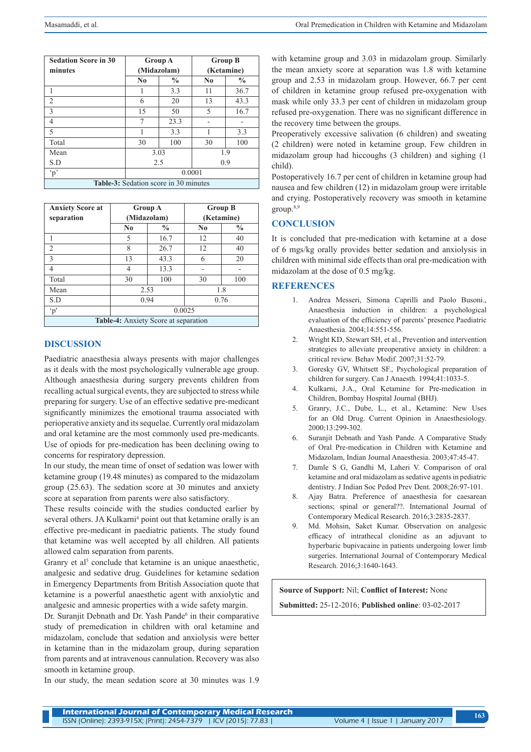| Sedation Score in 30 minutes | Group A (Midazolam) | | Group B (Ketamine) | |
|---|---|---|---|---|
| | No | % | No | % |
| 1 | 1 | 3.3 | 11 | 36.7 |
| 2 | 6 | 20 | 13 | 43.3 |
| 3 | 15 | 50 | 5 | 16.7 |
| 4 | 7 | 23.3 | - | - |
| 5 | 1 | 3.3 | 1 | 3.3 |
| Total | 30 | 100 | 30 | 100 |
| Mean | 3.03 | | 1.9 | |
| S.D | 2.5 | | 0.9 | |
| 'p' | 0.0001 | | | |

**Table-3:** Sedation score in 30 minutes

| Anxiety Score at separation | Group A (Midazolam) | | Group B (Ketamine) | |
|---|---|---|---|---|
| | No | % | No | % |
| 1 | 5 | 16.7 | 12 | 40 |
| 2 | 8 | 26.7 | 12 | 40 |
| 3 | 13 | 43.3 | 6 | 20 |
| 4 | 4 | 13.3 | - | - |
| Total | 30 | 100 | 30 | 100 |
| Mean | 2.53 | | 1.8 | |
| S.D | 0.94 | | 0.76 | |
| 'p' | 0.0025 | | | |

**Table-4:** Anxiety Score at separation

## DISCUSSION

Paediatric anaesthesia always presents with major challenges as it deals with the most psychologically vulnerable age group. Although anaesthesia during surgery prevents children from recalling actual surgical events, they are subjected to stress while preparing for surgery. Use of an effective sedative pre-medicant significantly minimizes the emotional trauma associated with perioperative anxiety and its sequelae. Currently oral midazolam and oral ketamine are the most commonly used pre-medicants. Use of opiods for pre-medication has been declining owing to concerns for respiratory depression.

In our study, the mean time of onset of sedation was lower with ketamine group (19.48 minutes) as compared to the midazolam group (25.63). The sedation score at 30 minutes and anxiety score at separation from parents were also satisfactory.

These results coincide with the studies conducted earlier by several others. JA Kulkarni[4] point out that ketamine orally is an effective pre-medicant in paediatric patients. The study found that ketamine was well accepted by all children. All patients allowed calm separation from parents.

Granry et al[5] conclude that ketamine is an unique anaesthetic, analgesic and sedative drug. Guidelines for ketamine sedation in Emergency Departments from British Association quote that ketamine is a powerful anaesthetic agent with anxiolytic and analgesic and amnesic properties with a wide safety margin.

Dr. Suranjit Debnath and Dr. Yash Pande[6] in their comparative study of premedication in children with oral ketamine and midazolam, conclude that sedation and anxiolysis were better in ketamine than in the midazolam group, during separation from parents and at intravenous cannulation. Recovery was also smooth in ketamine group.

In our study, the mean sedation score at 30 minutes was 1.9 with ketamine group and 3.03 in midazolam group. Similarly the mean anxiety score at separation was 1.8 with ketamine group and 2.53 in midazolam group. However, 66.7 per cent of children in ketamine group refused pre-oxygenation with mask while only 33.3 per cent of children in midazolam group refused pre-oxygenation. There was no significant difference in the recovery time between the groups.

Preoperatively excessive salivation (6 children) and sweating (2 children) were noted in ketamine group. Few children in midazolam group had hiccoughs (3 children) and sighing (1 child).

Postoperatively 16.7 per cent of children in ketamine group had nausea and few children (12) in midazolam group were irritable and crying. Postoperatively recovery was smooth in ketamine group.[8,9]

## CONCLUSION

It is concluded that pre-medication with ketamine at a dose of 6 mgs/kg orally provides better sedation and anxiolysis in children with minimal side effects than oral pre-medication with midazolam at the dose of 0.5 mg/kg.

## REFERENCES

1. Andrea Messeri, Simona Caprilli and Paolo Busoni., Anaesthesia induction in children: a psychological evaluation of the efficiency of parents' presence Paediatric Anaesthesia. 2004;14:551-556.
2. Wright KD, Stewart SH, et al., Prevention and intervention strategies to alleviate preoperative anxiety in children: a critical review. Behav Modif. 2007;31:52-79.
3. Goresky GV, Whitsett SF., Psychological preparation of children for surgery. Can J Anaesth. 1994;41:1033-5.
4. Kulkarni, J.A., Oral Ketamine for Pre-medication in Children, Bombay Hospital Journal (BHJ).
5. Granry, J.C., Dube, L., et al., Ketamine: New Uses for an Old Drug. Current Opinion in Anaesthesiology. 2000;13:299-302.
6. Suranjit Debnath and Yash Pande. A Comparative Study of Oral Pre-medication in Children with Ketamine and Midazolam, Indian Journal Anaesthesia. 2003;47:45-47.
7. Damle S G, Gandhi M, Laheri V. Comparison of oral ketamine and oral midazolam as sedative agents in pediatric dentistry. J Indian Soc Pedod Prev Dent. 2008;26:97-101.
8. Ajay Batra. Preference of anaesthesia for caesarean sections; spinal or general??. International Journal of Contemporary Medical Research. 2016;3:2835-2837.
9. Md. Mohsin, Saket Kumar. Observation on analgesic efficacy of intrathecal clonidine as an adjuvant to hyperbaric bupivacaine in patients undergoing lower limb surgeries. International Journal of Contemporary Medical Research. 2016;3:1640-1643.

**Source of Support:** Nil; **Conflict of Interest:** None

**Submitted:** 25-12-2016; **Published online**: 03-02-2017